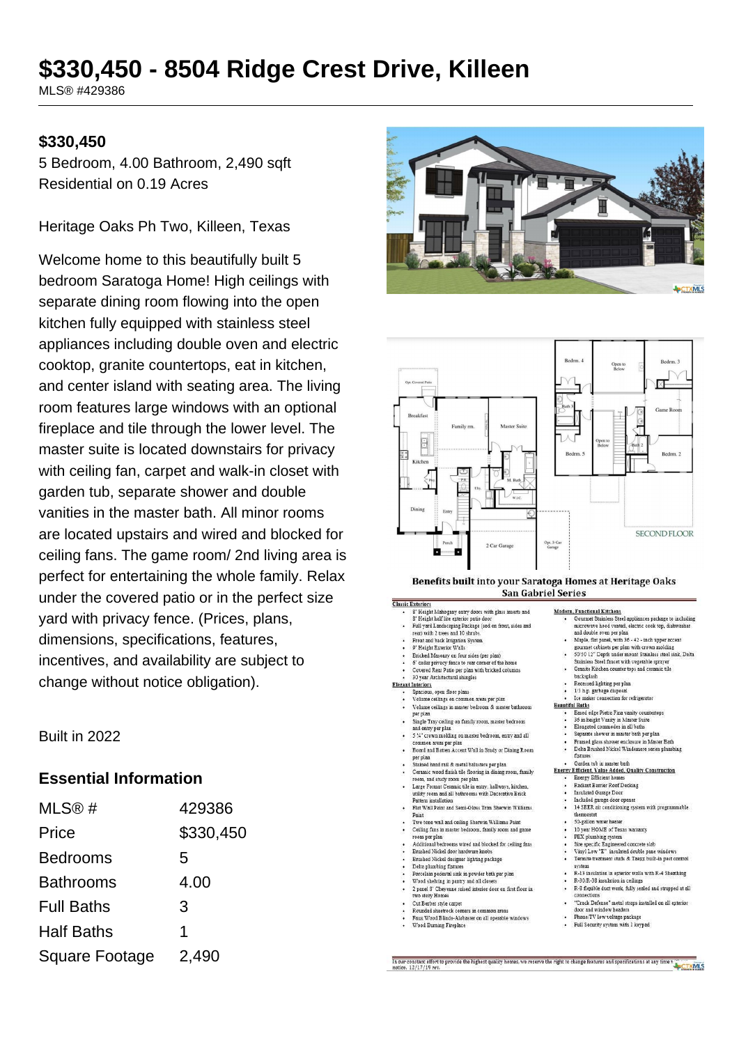# $330,450 - 8504 Ridge Crest Drive, Killeen

MLS® #429386

## $330,450

5 Bedroom, 4.00 Bathroom, 2,490 sqft
Residential on 0.19 Acres

Heritage Oaks Ph Two, Killeen, Texas

Welcome home to this beautifully built 5 bedroom Saratoga Home! High ceilings with separate dining room flowing into the open kitchen fully equipped with stainless steel appliances including double oven and electric cooktop, granite countertops, eat in kitchen, and center island with seating area. The living room features large windows with an optional fireplace and tile through the lower level. The master suite is located downstairs for privacy with ceiling fan, carpet and walk-in closet with garden tub, separate shower and double vanities in the master bath. All minor rooms are located upstairs and wired and blocked for ceiling fans. The game room/ 2nd living area is perfect for entertaining the whole family. Relax under the covered patio or in the perfect size yard with privacy fence. (Prices, plans, dimensions, specifications, features, incentives, and availability are subject to change without notice obligation).

Built in 2022

## Essential Information

| | |
|---|---|
| MLS® # | 429386 |
| Price | $330,450 |
| Bedrooms | 5 |
| Bathrooms | 4.00 |
| Full Baths | 3 |
| Half Baths | 1 |
| Square Footage | 2,490 |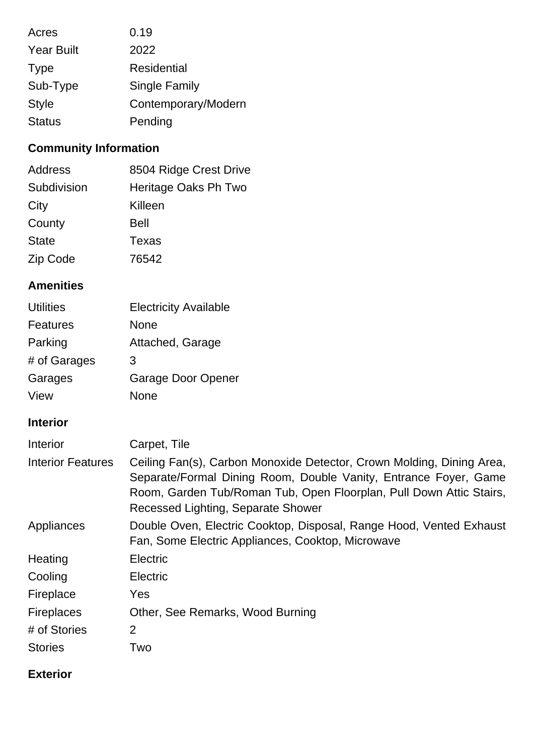| | |
|---|---|
| Acres | 0.19 |
| Year Built | 2022 |
| Type | Residential |
| Sub-Type | Single Family |
| Style | Contemporary/Modern |
| Status | Pending |

## Community Information

| | |
|---|---|
| Address | 8504 Ridge Crest Drive |
| Subdivision | Heritage Oaks Ph Two |
| City | Killeen |
| County | Bell |
| State | Texas |
| Zip Code | 76542 |

## Amenities

| | |
|---|---|
| Utilities | Electricity Available |
| Features | None |
| Parking | Attached, Garage |
| # of Garages | 3 |
| Garages | Garage Door Opener |
| View | None |

## Interior

| | |
|---|---|
| Interior | Carpet, Tile |
| Interior Features | Ceiling Fan(s), Carbon Monoxide Detector, Crown Molding, Dining Area, Separate/Formal Dining Room, Double Vanity, Entrance Foyer, Game Room, Garden Tub/Roman Tub, Open Floorplan, Pull Down Attic Stairs, Recessed Lighting, Separate Shower |
| Appliances | Double Oven, Electric Cooktop, Disposal, Range Hood, Vented Exhaust Fan, Some Electric Appliances, Cooktop, Microwave |
| Heating | Electric |
| Cooling | Electric |
| Fireplace | Yes |
| Fireplaces | Other, See Remarks, Wood Burning |
| # of Stories | 2 |
| Stories | Two |

## Exterior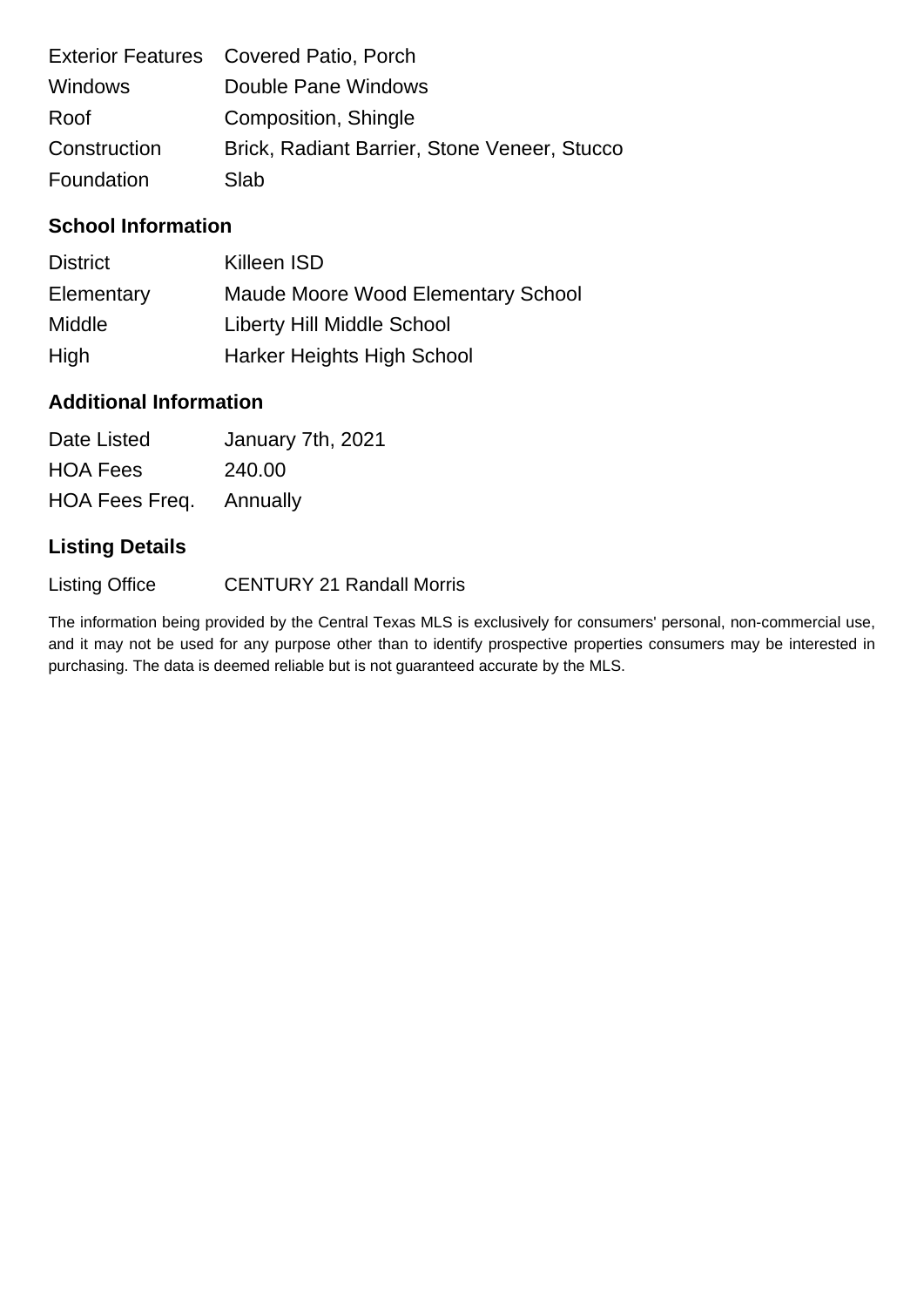| | |
|---|---|
| Exterior Features | Covered Patio, Porch |
| Windows | Double Pane Windows |
| Roof | Composition, Shingle |
| Construction | Brick, Radiant Barrier, Stone Veneer, Stucco |
| Foundation | Slab |

### School Information

| | |
|---|---|
| District | Killeen ISD |
| Elementary | Maude Moore Wood Elementary School |
| Middle | Liberty Hill Middle School |
| High | Harker Heights High School |

### Additional Information

| | |
|---|---|
| Date Listed | January 7th, 2021 |
| HOA Fees | 240.00 |
| HOA Fees Freq. | Annually |

### Listing Details

| | |
|---|---|
| Listing Office | CENTURY 21 Randall Morris |

The information being provided by the Central Texas MLS is exclusively for consumers' personal, non-commercial use, and it may not be used for any purpose other than to identify prospective properties consumers may be interested in purchasing. The data is deemed reliable but is not guaranteed accurate by the MLS.